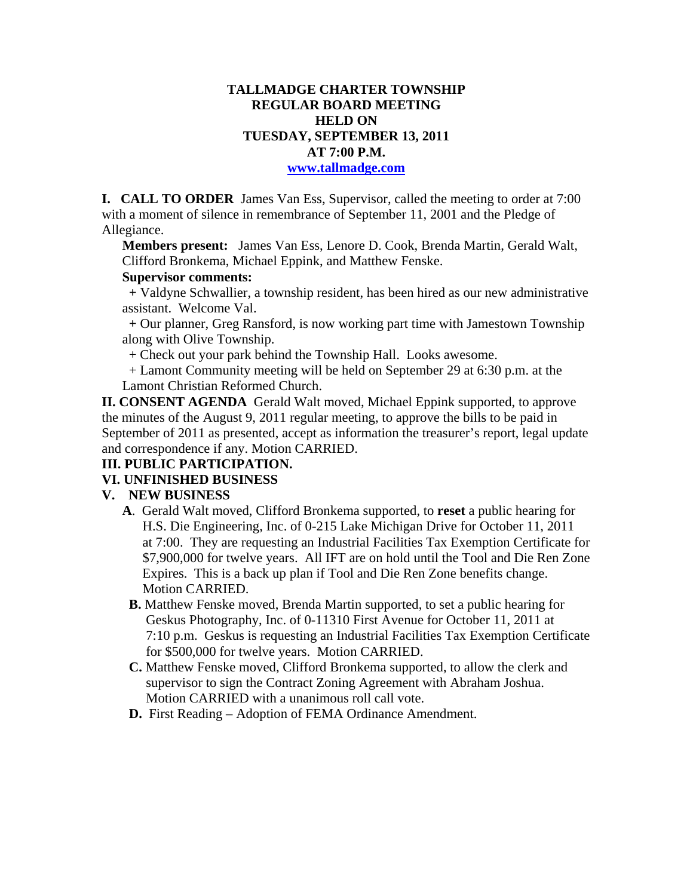# TALLMADGE CHARTER TOWNSHIP
## REGULAR BOARD MEETING
## HELD ON
## TUESDAY, SEPTEMBER 13, 2011
## AT 7:00 P.M.

[www.tallmadge.com](http://www.tallmadge.com)

**I. CALL TO ORDER** James Van Ess, Supervisor, called the meeting to order at 7:00 with a moment of silence in remembrance of September 11, 2001 and the Pledge of Allegiance.

**Members present:** James Van Ess, Lenore D. Cook, Brenda Martin, Gerald Walt, Clifford Bronkema, Michael Eppink, and Matthew Fenske.

**Supervisor comments:**

+ Valdyne Schwallier, a township resident, has been hired as our new administrative assistant. Welcome Val.
+ Our planner, Greg Ransford, is now working part time with Jamestown Township along with Olive Township.
+ Check out your park behind the Township Hall. Looks awesome.
+ Lamont Community meeting will be held on September 29 at 6:30 p.m. at the Lamont Christian Reformed Church.

**II. CONSENT AGENDA** Gerald Walt moved, Michael Eppink supported, to approve the minutes of the August 9, 2011 regular meeting, to approve the bills to be paid in September of 2011 as presented, accept as information the treasurer's report, legal update and correspondence if any. Motion CARRIED.

**III. PUBLIC PARTICIPATION.**

**VI. UNFINISHED BUSINESS**

**V. NEW BUSINESS**

**A**. Gerald Walt moved, Clifford Bronkema supported, to **reset** a public hearing for H.S. Die Engineering, Inc. of 0-215 Lake Michigan Drive for October 11, 2011 at 7:00. They are requesting an Industrial Facilities Tax Exemption Certificate for $7,900,000 for twelve years. All IFT are on hold until the Tool and Die Ren Zone Expires. This is a back up plan if Tool and Die Ren Zone benefits change. Motion CARRIED.

**B.** Matthew Fenske moved, Brenda Martin supported, to set a public hearing for Geskus Photography, Inc. of 0-11310 First Avenue for October 11, 2011 at 7:10 p.m. Geskus is requesting an Industrial Facilities Tax Exemption Certificate for $500,000 for twelve years. Motion CARRIED.

**C.** Matthew Fenske moved, Clifford Bronkema supported, to allow the clerk and supervisor to sign the Contract Zoning Agreement with Abraham Joshua. Motion CARRIED with a unanimous roll call vote.

**D.** First Reading – Adoption of FEMA Ordinance Amendment.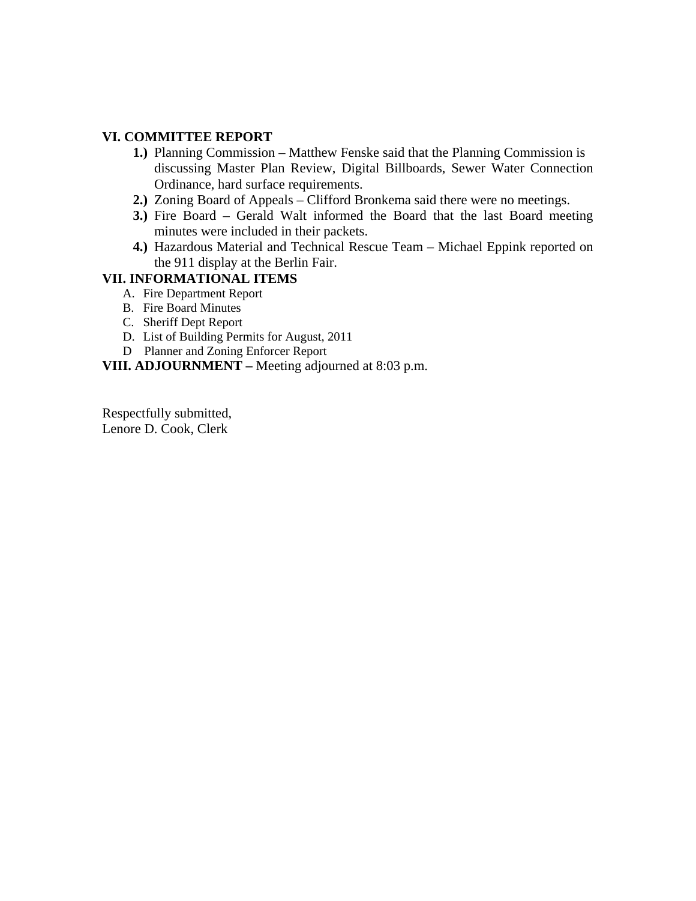**VI. COMMITTEE REPORT**

1.) Planning Commission – Matthew Fenske said that the Planning Commission is discussing Master Plan Review, Digital Billboards, Sewer Water Connection Ordinance, hard surface requirements.
2.) Zoning Board of Appeals – Clifford Bronkema said there were no meetings.
3.) Fire Board – Gerald Walt informed the Board that the last Board meeting minutes were included in their packets.
4.) Hazardous Material and Technical Rescue Team – Michael Eppink reported on the 911 display at the Berlin Fair.

**VII. INFORMATIONAL ITEMS**

A. Fire Department Report
B. Fire Board Minutes
C. Sheriff Dept Report
D. List of Building Permits for August, 2011
D Planner and Zoning Enforcer Report

**VIII. ADJOURNMENT –** Meeting adjourned at 8:03 p.m.

Respectfully submitted,
Lenore D. Cook, Clerk